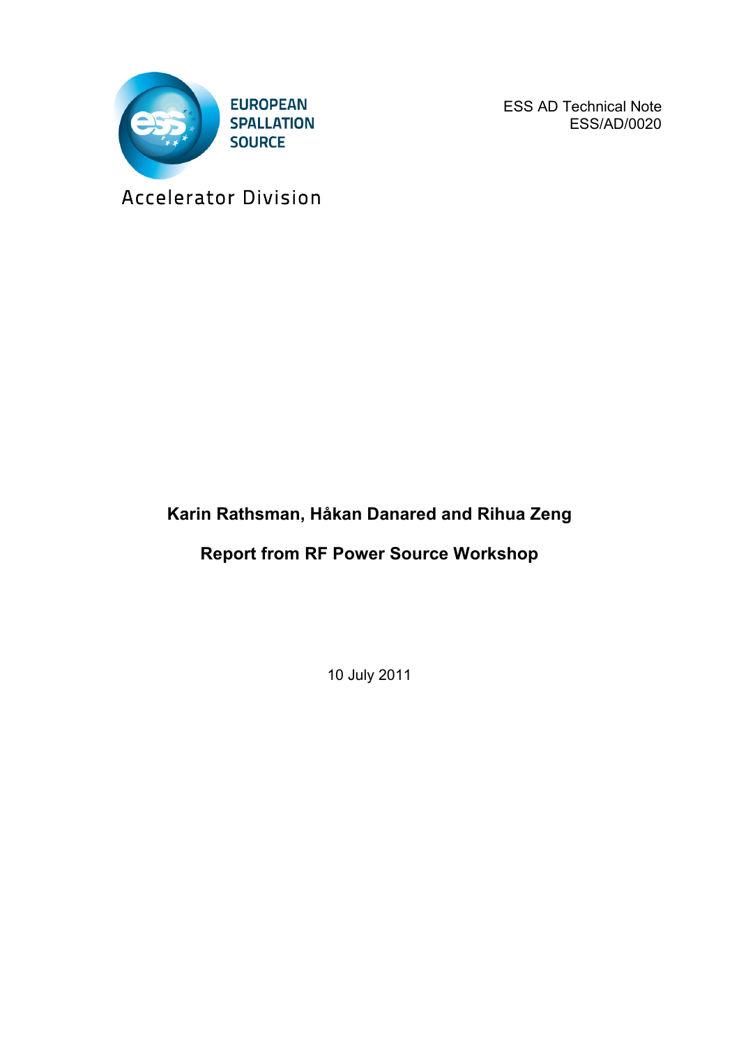EUROPEAN SPALLATION SOURCE

Accelerator Division

ESS AD Technical Note
ESS/AD/0020

**Karin Rathsman, Håkan Danared and Rihua Zeng**

# Report from RF Power Source Workshop

10 July 2011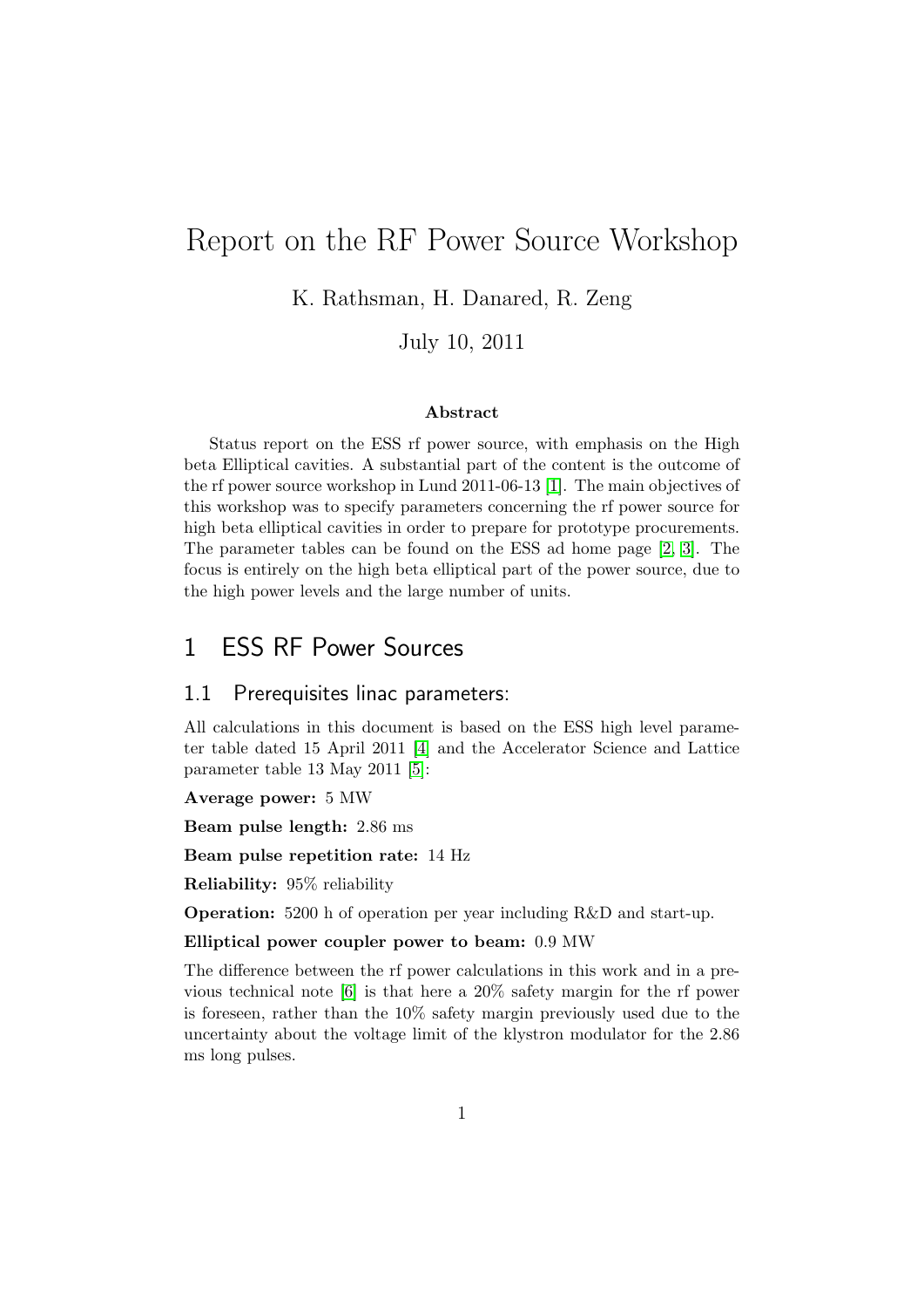# Report on the RF Power Source Workshop

K. Rathsman, H. Danared, R. Zeng

July 10, 2011

### Abstract

Status report on the ESS rf power source, with emphasis on the High beta Elliptical cavities. A substantial part of the content is the outcome of the rf power source workshop in Lund 2011-06-13 [1]. The main objectives of this workshop was to specify parameters concerning the rf power source for high beta elliptical cavities in order to prepare for prototype procurements. The parameter tables can be found on the ESS ad home page [2, 3]. The focus is entirely on the high beta elliptical part of the power source, due to the high power levels and the large number of units.

## 1 ESS RF Power Sources

### 1.1 Prerequisites linac parameters:

All calculations in this document is based on the ESS high level parameter table dated 15 April 2011 [4] and the Accelerator Science and Lattice parameter table 13 May 2011 [5]:

**Average power:** 5 MW

**Beam pulse length:** 2.86 ms

**Beam pulse repetition rate:** 14 Hz

**Reliability:** 95% reliability

**Operation:** 5200 h of operation per year including R&D and start-up.

**Elliptical power coupler power to beam:** 0.9 MW

The difference between the rf power calculations in this work and in a previous technical note [6] is that here a 20% safety margin for the rf power is foreseen, rather than the 10% safety margin previously used due to the uncertainty about the voltage limit of the klystron modulator for the 2.86 ms long pulses.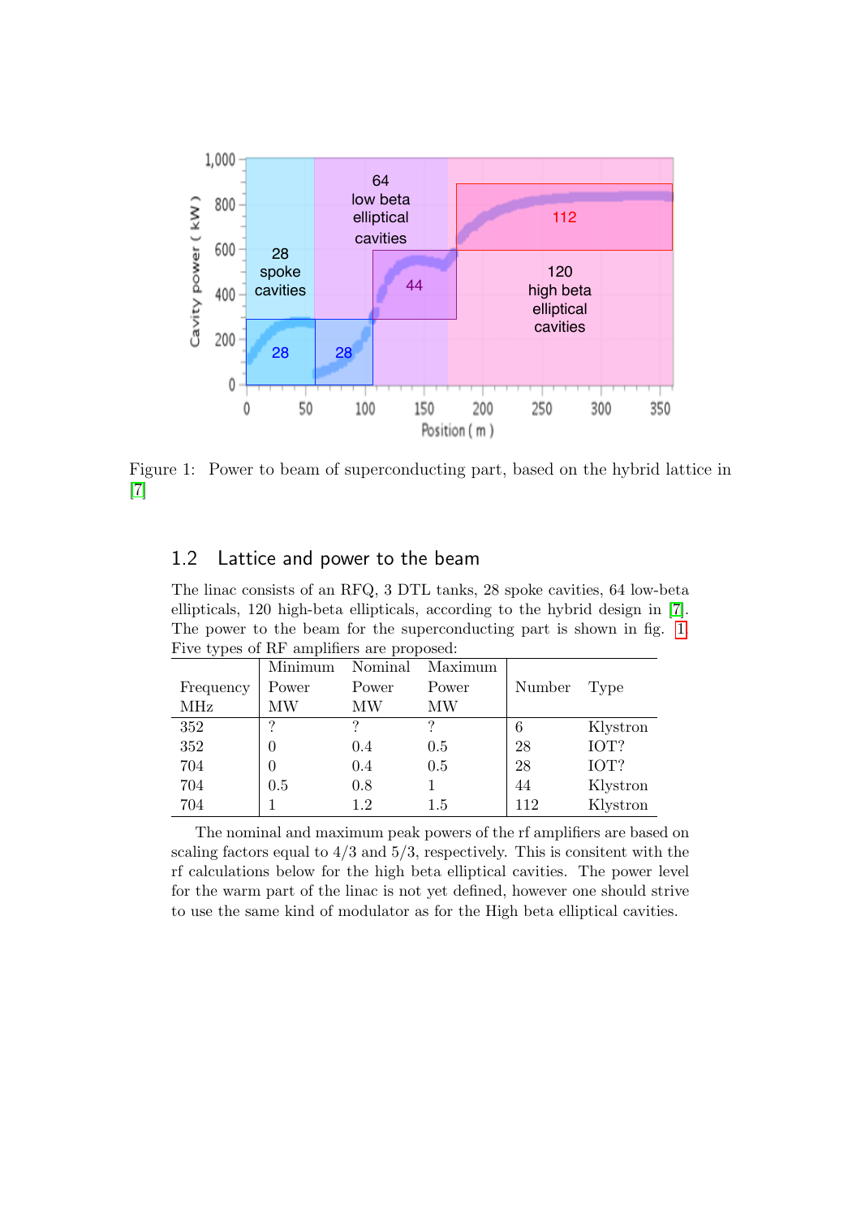Figure 1: Power to beam of superconducting part, based on the hybrid lattice in [7]

## 1.2 Lattice and power to the beam

The linac consists of an RFQ, 3 DTL tanks, 28 spoke cavities, 64 low-beta ellipticals, 120 high-beta ellipticals, according to the hybrid design in [7]. The power to the beam for the superconducting part is shown in fig. 1 Five types of RF amplifiers are proposed:

| Frequency MHz | Minimum Power MW | Nominal Power MW | Maximum Power MW | Number | Type |
|---|---|---|---|---|---|
| 352 | ? | ? | ? | 6 | Klystron |
| 352 | 0 | 0.4 | 0.5 | 28 | IOT? |
| 704 | 0 | 0.4 | 0.5 | 28 | IOT? |
| 704 | 0.5 | 0.8 | 1 | 44 | Klystron |
| 704 | 1 | 1.2 | 1.5 | 112 | Klystron |

The nominal and maximum peak powers of the rf amplifiers are based on scaling factors equal to 4/3 and 5/3, respectively. This is consitent with the rf calculations below for the high beta elliptical cavities. The power level for the warm part of the linac is not yet defined, however one should strive to use the same kind of modulator as for the High beta elliptical cavities.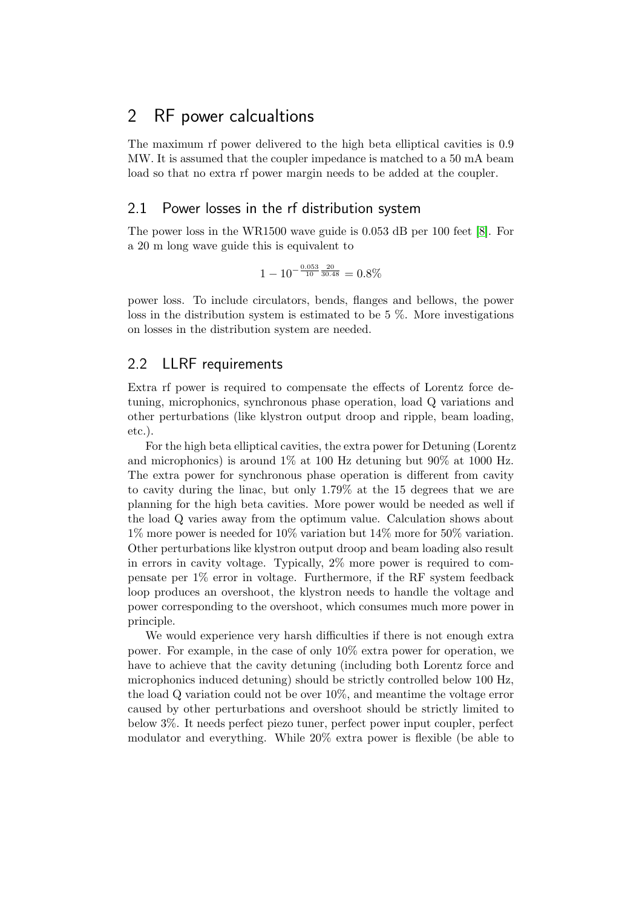## 2 RF power calcualtions

The maximum rf power delivered to the high beta elliptical cavities is 0.9 MW. It is assumed that the coupler impedance is matched to a 50 mA beam load so that no extra rf power margin needs to be added at the coupler.

### 2.1 Power losses in the rf distribution system

The power loss in the WR1500 wave guide is 0.053 dB per 100 feet [8]. For a 20 m long wave guide this is equivalent to

$$1 - 10^{-\frac{0.053}{10}\frac{20}{30.48}} = 0.8\%$$

power loss. To include circulators, bends, flanges and bellows, the power loss in the distribution system is estimated to be 5 %. More investigations on losses in the distribution system are needed.

### 2.2 LLRF requirements

Extra rf power is required to compensate the effects of Lorentz force detuning, microphonics, synchronous phase operation, load Q variations and other perturbations (like klystron output droop and ripple, beam loading, etc.).

For the high beta elliptical cavities, the extra power for Detuning (Lorentz and microphonics) is around 1% at 100 Hz detuning but 90% at 1000 Hz. The extra power for synchronous phase operation is different from cavity to cavity during the linac, but only 1.79% at the 15 degrees that we are planning for the high beta cavities. More power would be needed as well if the load Q varies away from the optimum value. Calculation shows about 1% more power is needed for 10% variation but 14% more for 50% variation. Other perturbations like klystron output droop and beam loading also result in errors in cavity voltage. Typically, 2% more power is required to compensate per 1% error in voltage. Furthermore, if the RF system feedback loop produces an overshoot, the klystron needs to handle the voltage and power corresponding to the overshoot, which consumes much more power in principle.

We would experience very harsh difficulties if there is not enough extra power. For example, in the case of only 10% extra power for operation, we have to achieve that the cavity detuning (including both Lorentz force and microphonics induced detuning) should be strictly controlled below 100 Hz, the load Q variation could not be over 10%, and meantime the voltage error caused by other perturbations and overshoot should be strictly limited to below 3%. It needs perfect piezo tuner, perfect power input coupler, perfect modulator and everything. While 20% extra power is flexible (be able to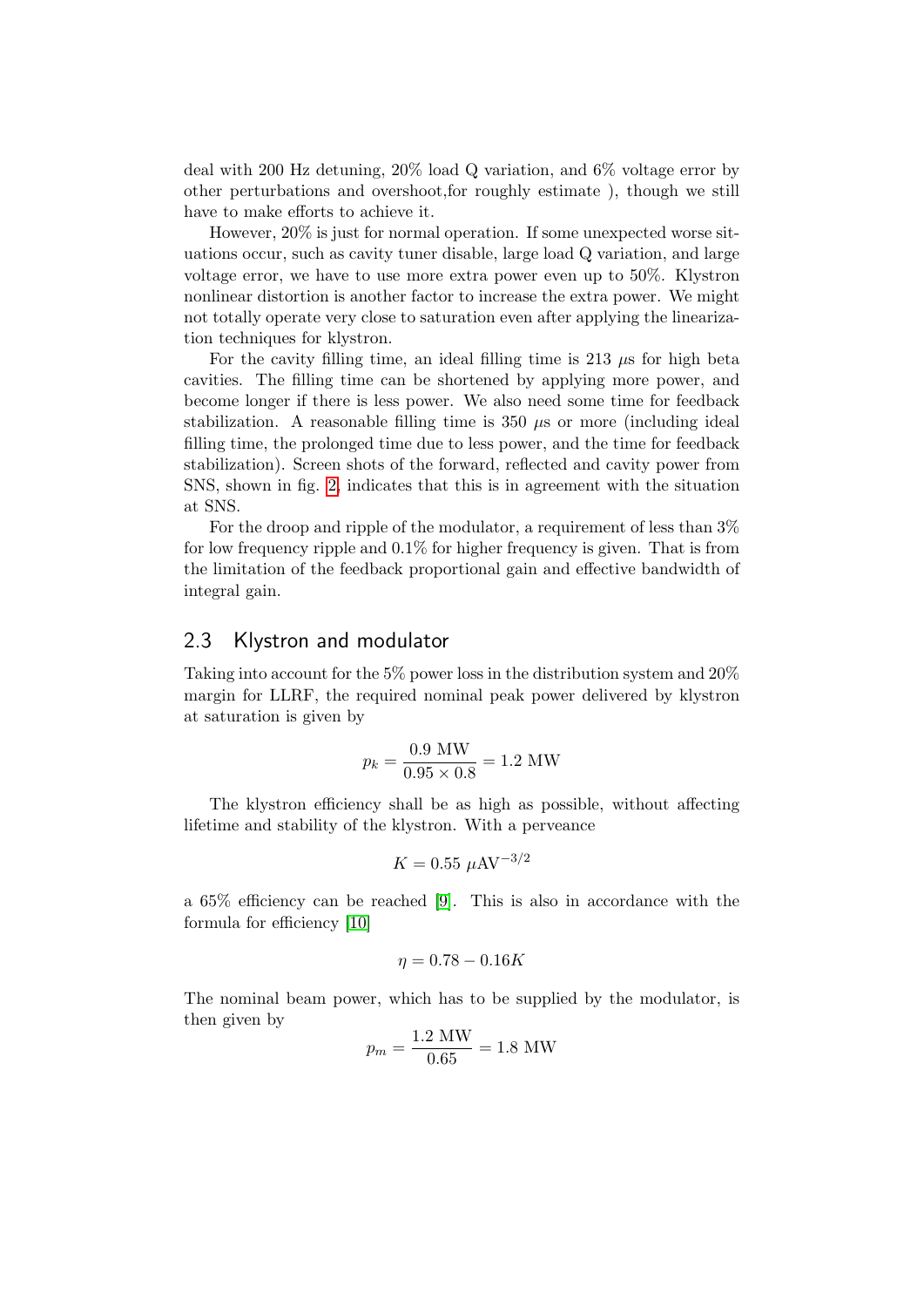deal with 200 Hz detuning, 20% load Q variation, and 6% voltage error by other perturbations and overshoot,for roughly estimate ), though we still have to make efforts to achieve it.

However, 20% is just for normal operation. If some unexpected worse situations occur, such as cavity tuner disable, large load Q variation, and large voltage error, we have to use more extra power even up to 50%. Klystron nonlinear distortion is another factor to increase the extra power. We might not totally operate very close to saturation even after applying the linearization techniques for klystron.

For the cavity filling time, an ideal filling time is 213 $\mu$s for high beta cavities. The filling time can be shortened by applying more power, and become longer if there is less power. We also need some time for feedback stabilization. A reasonable filling time is 350 $\mu$s or more (including ideal filling time, the prolonged time due to less power, and the time for feedback stabilization). Screen shots of the forward, reflected and cavity power from SNS, shown in fig. 2, indicates that this is in agreement with the situation at SNS.

For the droop and ripple of the modulator, a requirement of less than 3% for low frequency ripple and 0.1% for higher frequency is given. That is from the limitation of the feedback proportional gain and effective bandwidth of integral gain.

## 2.3 Klystron and modulator

Taking into account for the 5% power loss in the distribution system and 20% margin for LLRF, the required nominal peak power delivered by klystron at saturation is given by

$$p_k = \frac{0.9 \text{ MW}}{0.95 \times 0.8} = 1.2 \text{ MW}$$

The klystron efficiency shall be as high as possible, without affecting lifetime and stability of the klystron. With a perveance

$$K = 0.55 \ \mu\text{AV}^{-3/2}$$

a 65% efficiency can be reached [9]. This is also in accordance with the formula for efficiency [10]

$$\eta = 0.78 - 0.16K$$

The nominal beam power, which has to be supplied by the modulator, is then given by

$$p_m = \frac{1.2 \text{ MW}}{0.65} = 1.8 \text{ MW}$$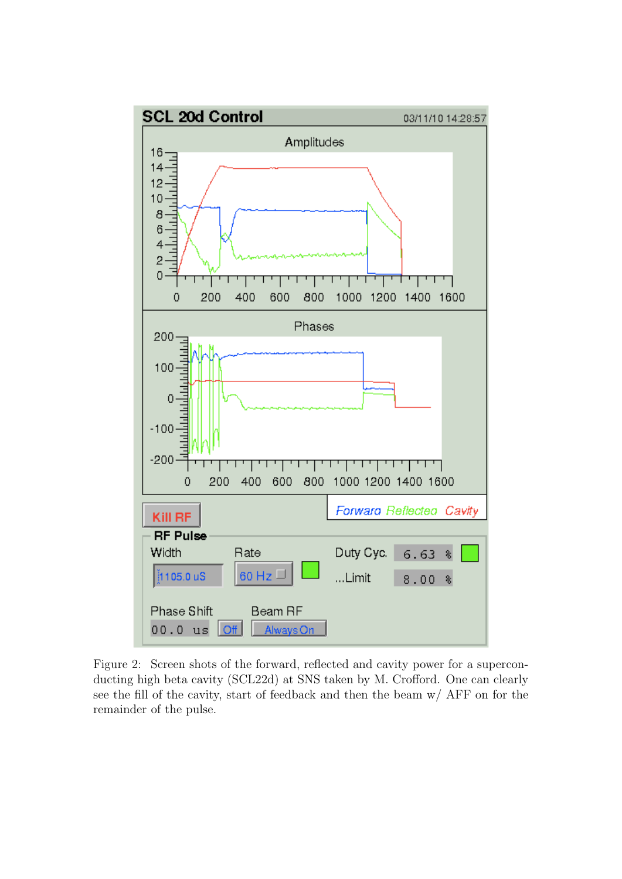Figure 2: Screen shots of the forward, reflected and cavity power for a superconducting high beta cavity (SCL22d) at SNS taken by M. Crofford. One can clearly see the fill of the cavity, start of feedback and then the beam w/ AFF on for the remainder of the pulse.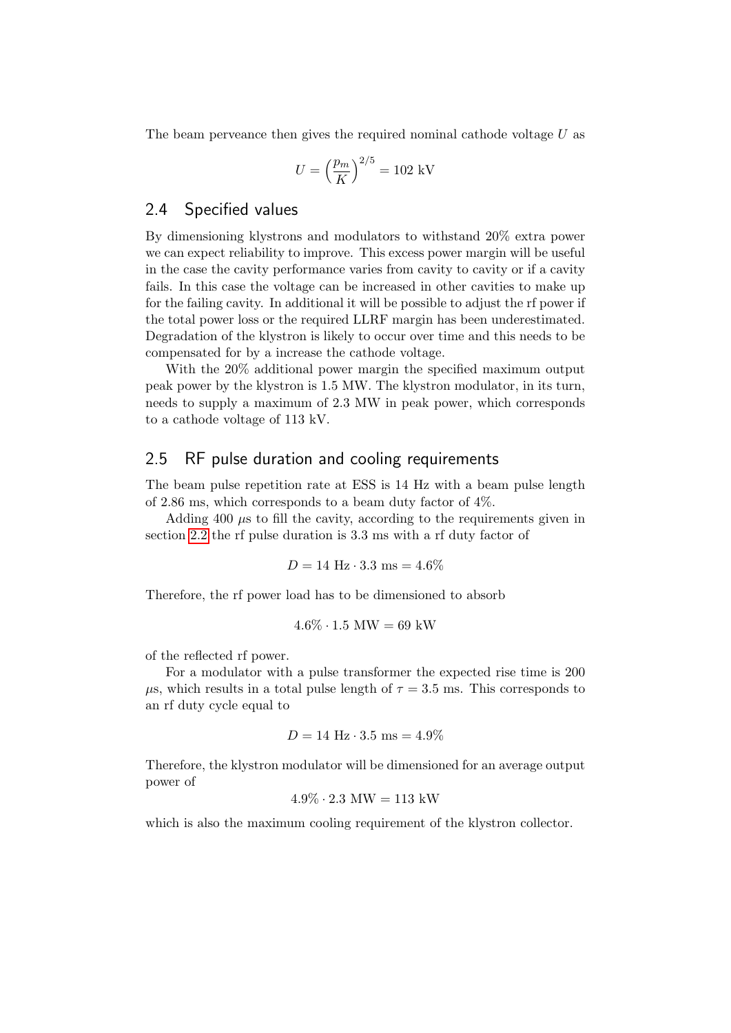The beam perveance then gives the required nominal cathode voltage $U$ as

$$U = \left(\frac{p_m}{K}\right)^{2/5} = 102 \text{ kV}$$

## 2.4 Specified values

By dimensioning klystrons and modulators to withstand 20% extra power we can expect reliability to improve. This excess power margin will be useful in the case the cavity performance varies from cavity to cavity or if a cavity fails. In this case the voltage can be increased in other cavities to make up for the failing cavity. In additional it will be possible to adjust the rf power if the total power loss or the required LLRF margin has been underestimated. Degradation of the klystron is likely to occur over time and this needs to be compensated for by a increase the cathode voltage.

With the 20% additional power margin the specified maximum output peak power by the klystron is 1.5 MW. The klystron modulator, in its turn, needs to supply a maximum of 2.3 MW in peak power, which corresponds to a cathode voltage of 113 kV.

## 2.5 RF pulse duration and cooling requirements

The beam pulse repetition rate at ESS is 14 Hz with a beam pulse length of 2.86 ms, which corresponds to a beam duty factor of 4%.

Adding 400 $\mu$s to fill the cavity, according to the requirements given in section 2.2 the rf pulse duration is 3.3 ms with a rf duty factor of

$$D = 14 \text{ Hz} \cdot 3.3 \text{ ms} = 4.6\%$$

Therefore, the rf power load has to be dimensioned to absorb

$$4.6\% \cdot 1.5 \text{ MW} = 69 \text{ kW}$$

of the reflected rf power.

For a modulator with a pulse transformer the expected rise time is 200 $\mu$s, which results in a total pulse length of $\tau = 3.5$ ms. This corresponds to an rf duty cycle equal to

$$D = 14 \text{ Hz} \cdot 3.5 \text{ ms} = 4.9\%$$

Therefore, the klystron modulator will be dimensioned for an average output power of

$$4.9\% \cdot 2.3 \text{ MW} = 113 \text{ kW}$$

which is also the maximum cooling requirement of the klystron collector.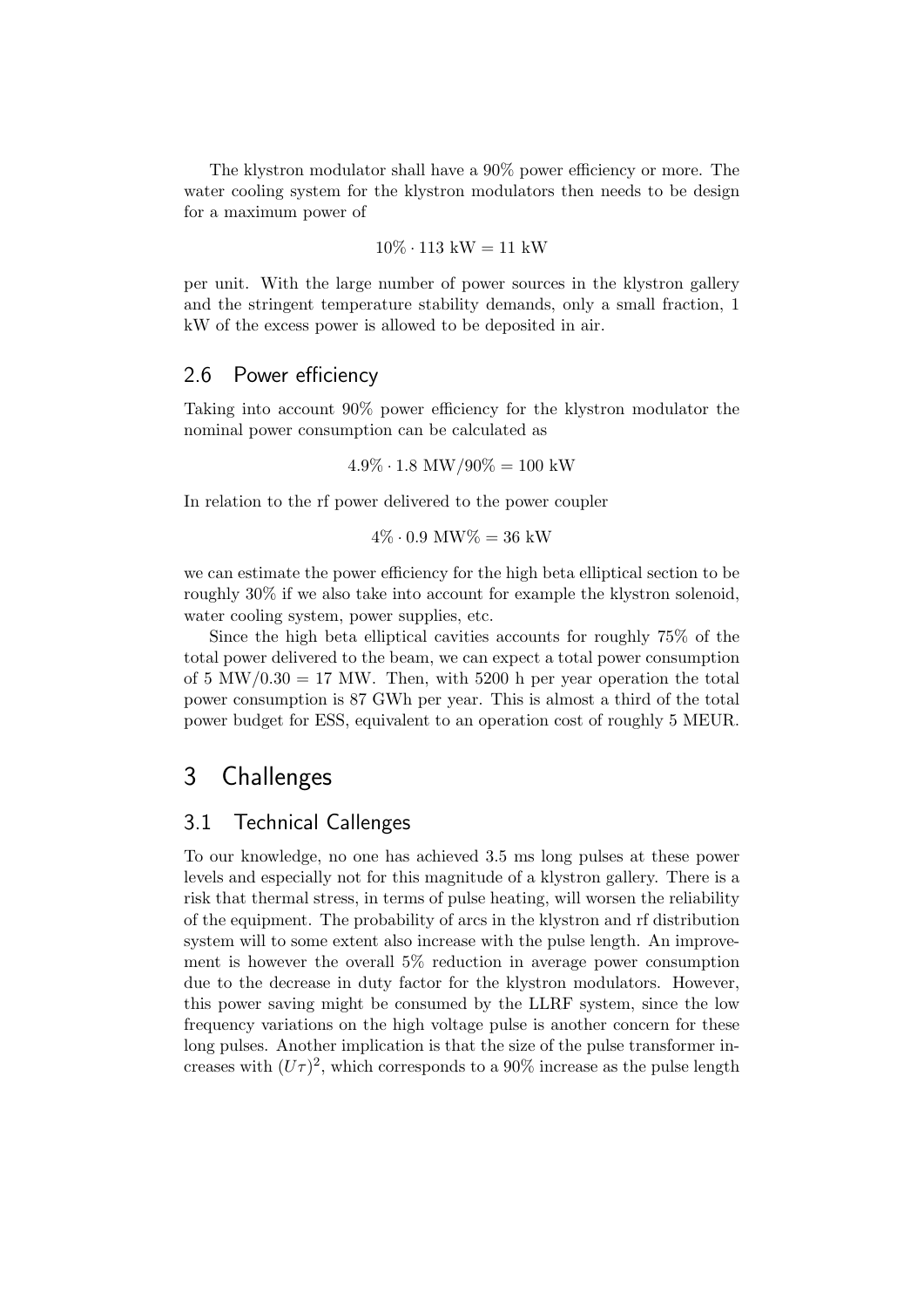The klystron modulator shall have a 90% power efficiency or more. The water cooling system for the klystron modulators then needs to be design for a maximum power of

$$10\% \cdot 113 \text{ kW} = 11 \text{ kW}$$

per unit. With the large number of power sources in the klystron gallery and the stringent temperature stability demands, only a small fraction, 1 kW of the excess power is allowed to be deposited in air.

## 2.6 Power efficiency

Taking into account 90% power efficiency for the klystron modulator the nominal power consumption can be calculated as

$$4.9\% \cdot 1.8 \text{ MW}/90\% = 100 \text{ kW}$$

In relation to the rf power delivered to the power coupler

$$4\% \cdot 0.9 \text{ MW}\% = 36 \text{ kW}$$

we can estimate the power efficiency for the high beta elliptical section to be roughly 30% if we also take into account for example the klystron solenoid, water cooling system, power supplies, etc.

Since the high beta elliptical cavities accounts for roughly 75% of the total power delivered to the beam, we can expect a total power consumption of 5 MW/0.30 = 17 MW. Then, with 5200 h per year operation the total power consumption is 87 GWh per year. This is almost a third of the total power budget for ESS, equivalent to an operation cost of roughly 5 MEUR.

# 3 Challenges

## 3.1 Technical Callenges

To our knowledge, no one has achieved 3.5 ms long pulses at these power levels and especially not for this magnitude of a klystron gallery. There is a risk that thermal stress, in terms of pulse heating, will worsen the reliability of the equipment. The probability of arcs in the klystron and rf distribution system will to some extent also increase with the pulse length. An improvement is however the overall 5% reduction in average power consumption due to the decrease in duty factor for the klystron modulators. However, this power saving might be consumed by the LLRF system, since the low frequency variations on the high voltage pulse is another concern for these long pulses. Another implication is that the size of the pulse transformer increases with $(U\tau)^2$, which corresponds to a 90% increase as the pulse length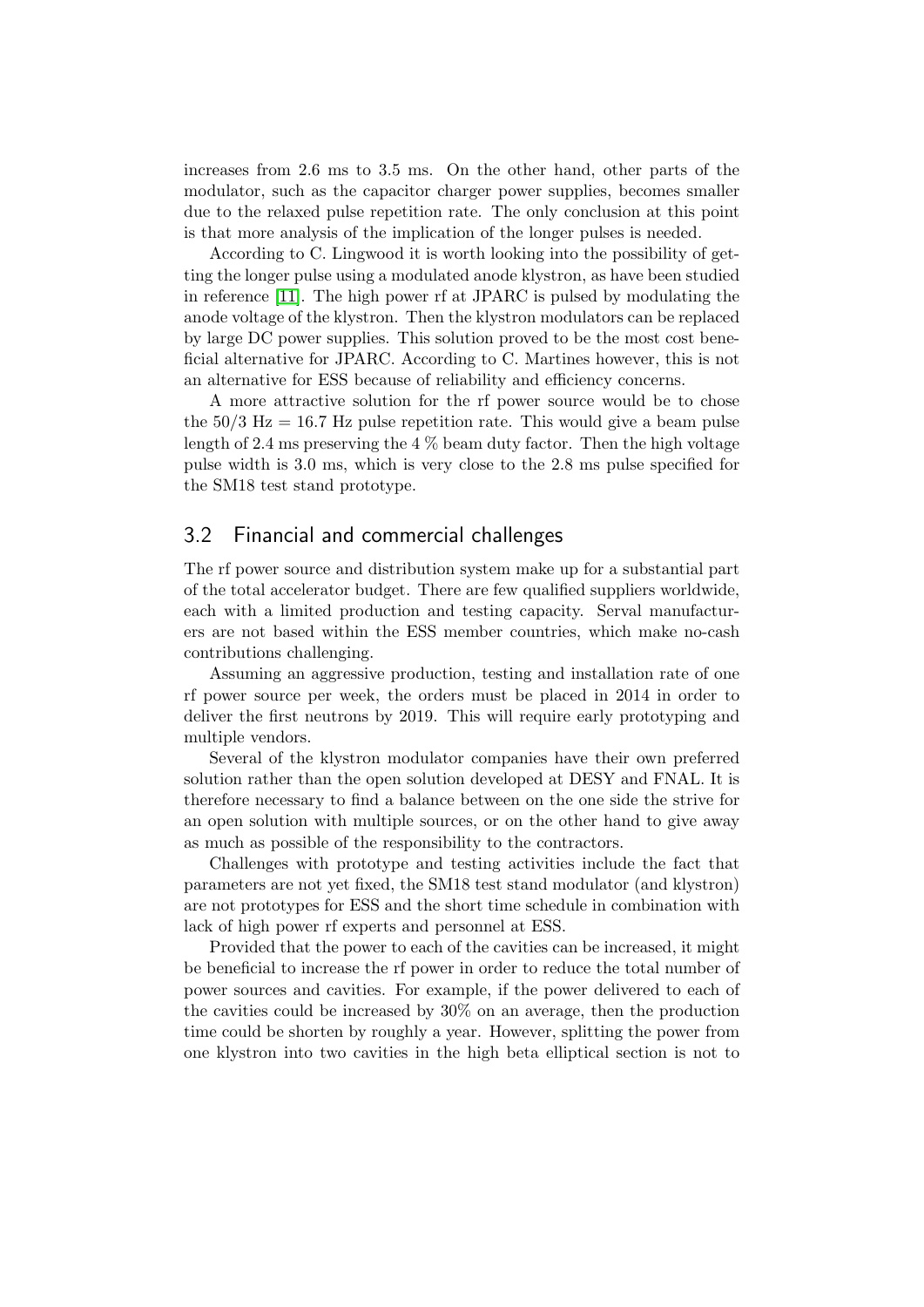increases from 2.6 ms to 3.5 ms. On the other hand, other parts of the modulator, such as the capacitor charger power supplies, becomes smaller due to the relaxed pulse repetition rate. The only conclusion at this point is that more analysis of the implication of the longer pulses is needed.

According to C. Lingwood it is worth looking into the possibility of getting the longer pulse using a modulated anode klystron, as have been studied in reference [11]. The high power rf at JPARC is pulsed by modulating the anode voltage of the klystron. Then the klystron modulators can be replaced by large DC power supplies. This solution proved to be the most cost beneficial alternative for JPARC. According to C. Martines however, this is not an alternative for ESS because of reliability and efficiency concerns.

A more attractive solution for the rf power source would be to chose the $50/3$ Hz $= 16.7$ Hz pulse repetition rate. This would give a beam pulse length of 2.4 ms preserving the 4 % beam duty factor. Then the high voltage pulse width is 3.0 ms, which is very close to the 2.8 ms pulse specified for the SM18 test stand prototype.

## 3.2 Financial and commercial challenges

The rf power source and distribution system make up for a substantial part of the total accelerator budget. There are few qualified suppliers worldwide, each with a limited production and testing capacity. Serval manufacturers are not based within the ESS member countries, which make no-cash contributions challenging.

Assuming an aggressive production, testing and installation rate of one rf power source per week, the orders must be placed in 2014 in order to deliver the first neutrons by 2019. This will require early prototyping and multiple vendors.

Several of the klystron modulator companies have their own preferred solution rather than the open solution developed at DESY and FNAL. It is therefore necessary to find a balance between on the one side the strive for an open solution with multiple sources, or on the other hand to give away as much as possible of the responsibility to the contractors.

Challenges with prototype and testing activities include the fact that parameters are not yet fixed, the SM18 test stand modulator (and klystron) are not prototypes for ESS and the short time schedule in combination with lack of high power rf experts and personnel at ESS.

Provided that the power to each of the cavities can be increased, it might be beneficial to increase the rf power in order to reduce the total number of power sources and cavities. For example, if the power delivered to each of the cavities could be increased by 30% on an average, then the production time could be shorten by roughly a year. However, splitting the power from one klystron into two cavities in the high beta elliptical section is not to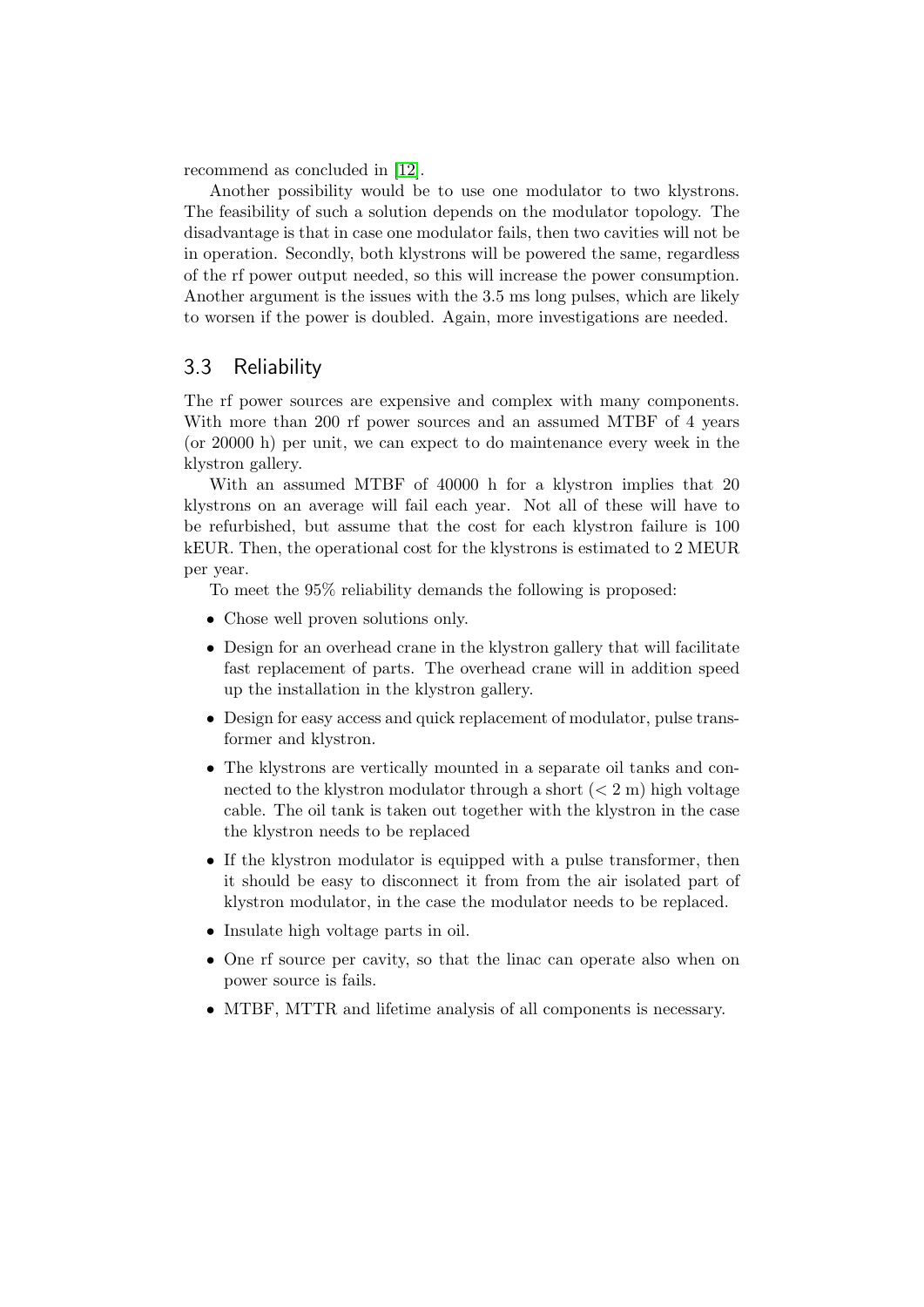recommend as concluded in [12].

Another possibility would be to use one modulator to two klystrons. The feasibility of such a solution depends on the modulator topology. The disadvantage is that in case one modulator fails, then two cavities will not be in operation. Secondly, both klystrons will be powered the same, regardless of the rf power output needed, so this will increase the power consumption. Another argument is the issues with the 3.5 ms long pulses, which are likely to worsen if the power is doubled. Again, more investigations are needed.

## 3.3 Reliability

The rf power sources are expensive and complex with many components. With more than 200 rf power sources and an assumed MTBF of 4 years (or 20000 h) per unit, we can expect to do maintenance every week in the klystron gallery.

With an assumed MTBF of 40000 h for a klystron implies that 20 klystrons on an average will fail each year. Not all of these will have to be refurbished, but assume that the cost for each klystron failure is 100 kEUR. Then, the operational cost for the klystrons is estimated to 2 MEUR per year.

To meet the 95% reliability demands the following is proposed:

- Chose well proven solutions only.
- Design for an overhead crane in the klystron gallery that will facilitate fast replacement of parts. The overhead crane will in addition speed up the installation in the klystron gallery.
- Design for easy access and quick replacement of modulator, pulse transformer and klystron.
- The klystrons are vertically mounted in a separate oil tanks and connected to the klystron modulator through a short ($< 2$ m) high voltage cable. The oil tank is taken out together with the klystron in the case the klystron needs to be replaced
- If the klystron modulator is equipped with a pulse transformer, then it should be easy to disconnect it from from the air isolated part of klystron modulator, in the case the modulator needs to be replaced.
- Insulate high voltage parts in oil.
- One rf source per cavity, so that the linac can operate also when on power source is fails.
- MTBF, MTTR and lifetime analysis of all components is necessary.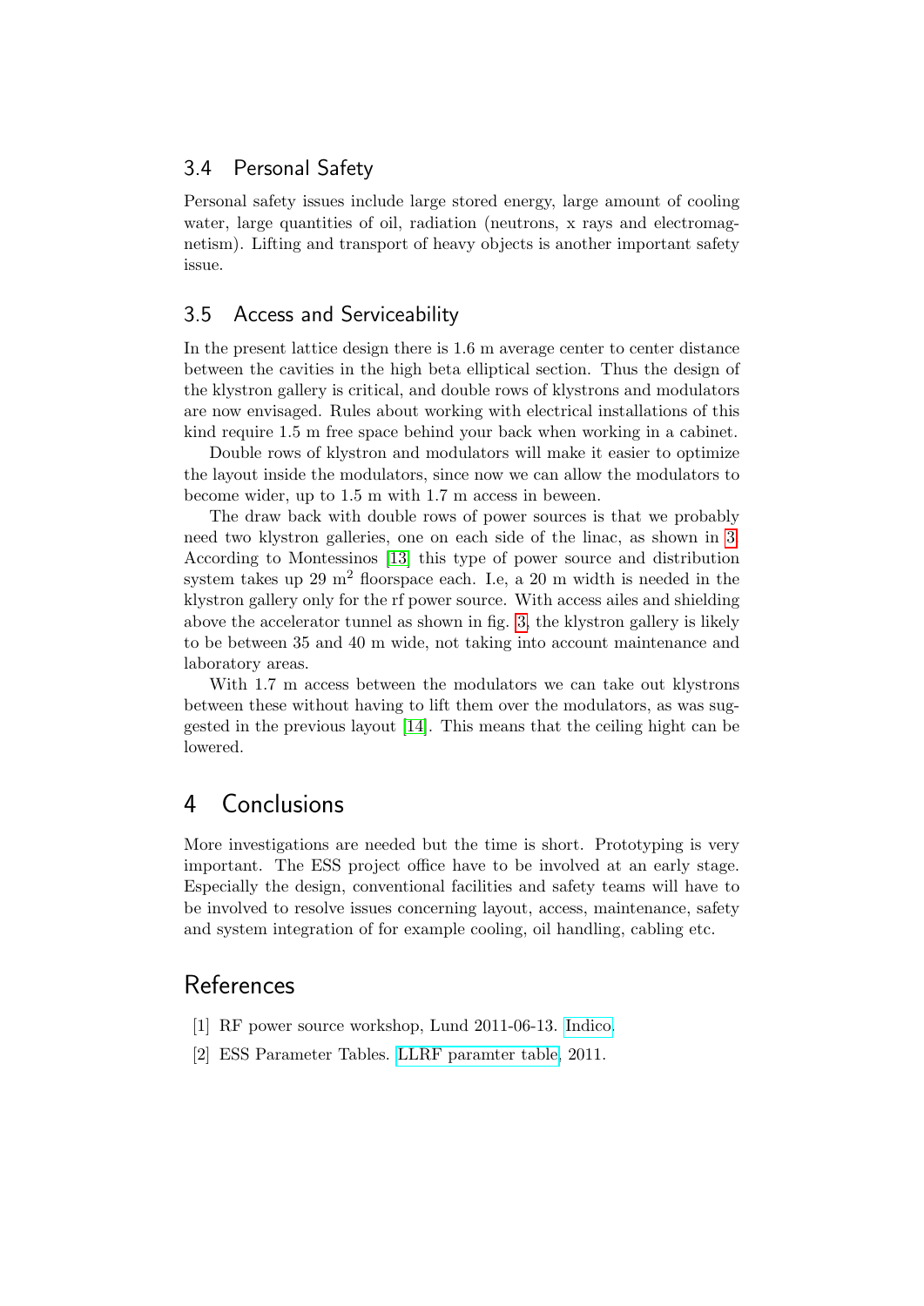### 3.4 Personal Safety

Personal safety issues include large stored energy, large amount of cooling water, large quantities of oil, radiation (neutrons, x rays and electromagnetism). Lifting and transport of heavy objects is another important safety issue.

### 3.5 Access and Serviceability

In the present lattice design there is 1.6 m average center to center distance between the cavities in the high beta elliptical section. Thus the design of the klystron gallery is critical, and double rows of klystrons and modulators are now envisaged. Rules about working with electrical installations of this kind require 1.5 m free space behind your back when working in a cabinet.

Double rows of klystron and modulators will make it easier to optimize the layout inside the modulators, since now we can allow the modulators to become wider, up to 1.5 m with 1.7 m access in beween.

The draw back with double rows of power sources is that we probably need two klystron galleries, one on each side of the linac, as shown in 3. According to Montessinos [13] this type of power source and distribution system takes up 29 $m^2$ floorspace each. I.e, a 20 m width is needed in the klystron gallery only for the rf power source. With access ailes and shielding above the accelerator tunnel as shown in fig. 3, the klystron gallery is likely to be between 35 and 40 m wide, not taking into account maintenance and laboratory areas.

With 1.7 m access between the modulators we can take out klystrons between these without having to lift them over the modulators, as was suggested in the previous layout [14]. This means that the ceiling hight can be lowered.

## 4 Conclusions

More investigations are needed but the time is short. Prototyping is very important. The ESS project office have to be involved at an early stage. Especially the design, conventional facilities and safety teams will have to be involved to resolve issues concerning layout, access, maintenance, safety and system integration of for example cooling, oil handling, cabling etc.

## References

[1] RF power source workshop, Lund 2011-06-13. Indico.

[2] ESS Parameter Tables. LLRF paramter table, 2011.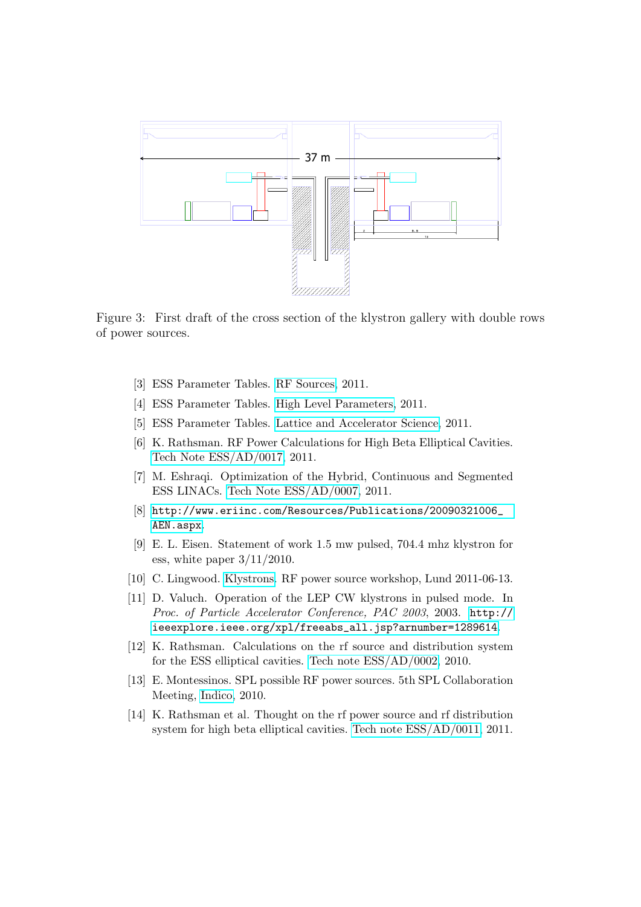37 m

Figure 3: First draft of the cross section of the klystron gallery with double rows of power sources.

[3] ESS Parameter Tables. RF Sources, 2011.

[4] ESS Parameter Tables. High Level Parameters, 2011.

[5] ESS Parameter Tables. Lattice and Accelerator Science, 2011.

[6] K. Rathsman. RF Power Calculations for High Beta Elliptical Cavities. Tech Note ESS/AD/0017, 2011.

[7] M. Eshraqi. Optimization of the Hybrid, Continuous and Segmented ESS LINACs. Tech Note ESS/AD/0007, 2011.

[8] http://www.eriinc.com/Resources/Publications/20090321006_AEN.aspx.

[9] E. L. Eisen. Statement of work 1.5 mw pulsed, 704.4 mhz klystron for ess, white paper 3/11/2010.

[10] C. Lingwood. Klystrons. RF power source workshop, Lund 2011-06-13.

[11] D. Valuch. Operation of the LEP CW klystrons in pulsed mode. In *Proc. of Particle Accelerator Conference, PAC 2003*, 2003. http://ieeexplore.ieee.org/xpl/freeabs_all.jsp?arnumber=1289614.

[12] K. Rathsman. Calculations on the rf source and distribution system for the ESS elliptical cavities. Tech note ESS/AD/0002, 2010.

[13] E. Montessinos. SPL possible RF power sources. 5th SPL Collaboration Meeting, Indico, 2010.

[14] K. Rathsman et al. Thought on the rf power source and rf distribution system for high beta elliptical cavities. Tech note ESS/AD/0011, 2011.